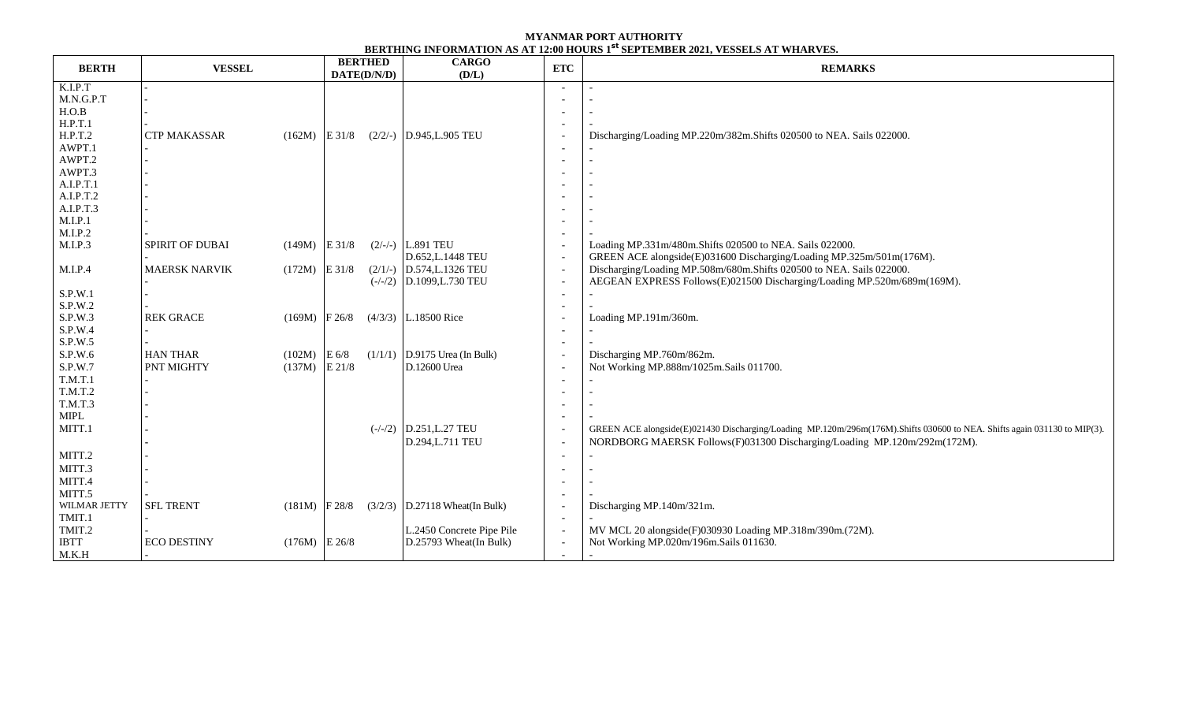**MYANMAR PORT AUTHORITY**

**BERTHING INFORMATION AS AT 12:00 HOURS 1st SEPTEMBER 2021, VESSELS AT WHARVES.**

| BERTH | VESSEL | | BERTHED DATE(D/N/D) | | CARGO (D/L) | ETC | REMARKS |
|---|---|---|---|---|---|---|---|
| K.I.P.T | - | | | | | - | - |
| M.N.G.P.T | - | | | | | - | - |
| H.O.B | - | | | | | - | - |
| H.P.T.1 | - | | | | | - | - |
| H.P.T.2 | CTP MAKASSAR | (162M) | E 31/8 | (2/2/-) | D.945,L.905 TEU | - | Discharging/Loading MP.220m/382m.Shifts 020500 to NEA. Sails 022000. |
| AWPT.1 | - | | | | | - | - |
| AWPT.2 | - | | | | | - | - |
| AWPT.3 | - | | | | | - | - |
| A.I.P.T.1 | - | | | | | - | - |
| A.I.P.T.2 | - | | | | | - | - |
| A.I.P.T.3 | - | | | | | - | - |
| M.I.P.1 | - | | | | | - | - |
| M.I.P.2 | - | | | | | - | - |
| M.I.P.3 | SPIRIT OF DUBAI | (149M) | E 31/8 | (2/-/-) | L.891 TEU | - | Loading MP.331m/480m.Shifts 020500 to NEA. Sails 022000. |
| | - | | | | D.652,L.1448 TEU | - | GREEN ACE alongside(E)031600 Discharging/Loading MP.325m/501m(176M). |
| M.I.P.4 | MAERSK NARVIK | (172M) | E 31/8 | (2/1/-) | D.574,L.1326 TEU | - | Discharging/Loading MP.508m/680m.Shifts 020500 to NEA. Sails 022000. |
| | - | | | (-/-/2) | D.1099,L.730 TEU | - | AEGEAN EXPRESS Follows(E)021500 Discharging/Loading MP.520m/689m(169M). |
| S.P.W.1 | - | | | | | - | - |
| S.P.W.2 | - | | | | | - | - |
| S.P.W.3 | REK GRACE | (169M) | F 26/8 | (4/3/3) | L.18500 Rice | - | Loading MP.191m/360m. |
| S.P.W.4 | - | | | | | - | - |
| S.P.W.5 | - | | | | | - | - |
| S.P.W.6 | HAN THAR | (102M) | E 6/8 | (1/1/1) | D.9175 Urea (In Bulk) | - | Discharging MP.760m/862m. |
| S.P.W.7 | PNT MIGHTY | (137M) | E 21/8 | | D.12600 Urea | - | Not Working MP.888m/1025m.Sails 011700. |
| T.M.T.1 | - | | | | | - | - |
| T.M.T.2 | - | | | | | - | - |
| T.M.T.3 | - | | | | | - | - |
| MIPL | - | | | | | - | - |
| MITT.1 | - | | | (-/-/2) | D.251,L.27 TEU | - | GREEN ACE alongside(E)021430 Discharging/Loading MP.120m/296m(176M).Shifts 030600 to NEA. Shifts again 031130 to MIP(3). |
| | - | | | | D.294,L.711 TEU | - | NORDBORG MAERSK Follows(F)031300 Discharging/Loading MP.120m/292m(172M). |
| MITT.2 | - | | | | | - | - |
| MITT.3 | - | | | | | - | - |
| MITT.4 | - | | | | | - | - |
| MITT.5 | - | | | | | - | - |
| WILMAR JETTY | SFL TRENT | (181M) | F 28/8 | (3/2/3) | D.27118 Wheat(In Bulk) | - | Discharging MP.140m/321m. |
| TMIT.1 | - | | | | | - | - |
| TMIT.2 | - | | | | L.2450 Concrete Pipe Pile | - | MV MCL 20 alongside(F)030930 Loading MP.318m/390m.(72M). |
| IBTT | ECO DESTINY | (176M) | E 26/8 | | D.25793 Wheat(In Bulk) | - | Not Working MP.020m/196m.Sails 011630. |
| M.K.H | - | | | | | - | - |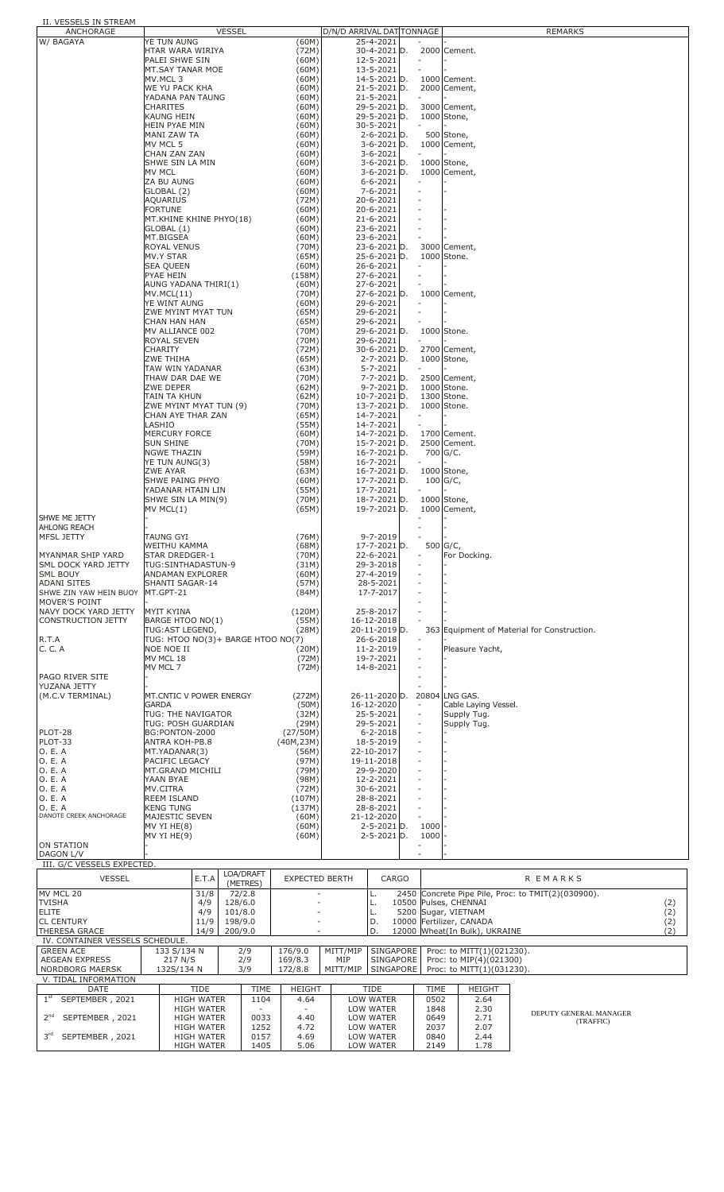## II. VESSELS IN STREAM

| ANCHORAGE | VESSEL | | D/N/D ARRIVAL DAT | | TONNAGE | REMARKS |
|---|---|---|---|---|---|---|
| W/ BAGAYA | YE TUN AUNG | (60M) | 25-4-2021 | | - | - |
| | HTAR WARA WIRIYA | (72M) | 30-4-2021 | D. | 2000 | Cement. |
| | PALEI SHWE SIN | (60M) | 12-5-2021 | | - | - |
| | MT.SAY TANAR MOE | (60M) | 13-5-2021 | | - | - |
| | MV.MCL 3 | (60M) | 14-5-2021 | D. | 1000 | Cement. |
| | WE YU PACK KHA | (60M) | 21-5-2021 | D. | 2000 | Cement, |
| | YADANA PAN TAUNG | (60M) | 21-5-2021 | | - | - |
| | CHARITES | (60M) | 29-5-2021 | D. | 3000 | Cement, |
| | KAUNG HEIN | (60M) | 29-5-2021 | D. | 1000 | Stone, |
| | HEIN PYAE MIN | (60M) | 30-5-2021 | | - | - |
| | MANI ZAW TA | (60M) | 2-6-2021 | D. | 500 | Stone, |
| | MV MCL 5 | (60M) | 3-6-2021 | D. | 1000 | Cement, |
| | CHAN ZAN ZAN | (60M) | 3-6-2021 | | - | - |
| | SHWE SIN LA MIN | (60M) | 3-6-2021 | D. | 1000 | Stone, |
| | MV MCL | (60M) | 3-6-2021 | D. | 1000 | Cement, |
| | ZA BU AUNG | (60M) | 6-6-2021 | | - | - |
| | GLOBAL (2) | (60M) | 7-6-2021 | | - | - |
| | AQUARIUS | (72M) | 20-6-2021 | | - | - |
| | FORTUNE | (60M) | 20-6-2021 | | - | - |
| | MT.KHINE KHINE PHYO(18) | (60M) | 21-6-2021 | | - | - |
| | GLOBAL (1) | (60M) | 23-6-2021 | | - | - |
| | MT.BIGSEA | (60M) | 23-6-2021 | | - | - |
| | ROYAL VENUS | (70M) | 23-6-2021 | D. | 3000 | Cement, |
| | MV.Y STAR | (65M) | 25-6-2021 | D. | 1000 | Stone. |
| | SEA QUEEN | (60M) | 26-6-2021 | | - | - |
| | PYAE HEIN | (158M) | 27-6-2021 | | - | - |
| | AUNG YADANA THIRI(1) | (60M) | 27-6-2021 | | - | - |
| | MV.MCL(11) | (70M) | 27-6-2021 | D. | 1000 | Cement, |
| | YE WINT AUNG | (60M) | 29-6-2021 | | - | - |
| | ZWE MYINT MYAT TUN | (65M) | 29-6-2021 | | - | - |
| | CHAN HAN HAN | (65M) | 29-6-2021 | | - | - |
| | MV ALLIANCE 002 | (70M) | 29-6-2021 | D. | 1000 | Stone. |
| | ROYAL SEVEN | (70M) | 29-6-2021 | | - | - |
| | CHARITY | (72M) | 30-6-2021 | D. | 2700 | Cement, |
| | ZWE THIHA | (65M) | 2-7-2021 | D. | 1000 | Stone, |
| | TAW WIN YADANAR | (63M) | 5-7-2021 | | - | - |
| | THAW DAR DAE WE | (70M) | 7-7-2021 | D. | 2500 | Cement, |
| | ZWE DEPER | (62M) | 9-7-2021 | D. | 1000 | Stone. |
| | TAIN TA KHUN | (62M) | 10-7-2021 | D. | 1300 | Stone. |
| | ZWE MYINT MYAT TUN (9) | (70M) | 13-7-2021 | D. | 1000 | Stone. |
| | CHAN AYE THAR ZAN | (65M) | 14-7-2021 | | - | - |
| | LASHIO | (55M) | 14-7-2021 | | - | - |
| | MERCURY FORCE | (60M) | 14-7-2021 | D. | 1700 | Cement. |
| | SUN SHINE | (70M) | 15-7-2021 | D. | 2500 | Cement. |
| | NGWE THAZIN | (59M) | 16-7-2021 | D. | 700 | G/C. |
| | YE TUN AUNG(3) | (58M) | 16-7-2021 | | - | - |
| | ZWE AYAR | (63M) | 16-7-2021 | D. | 1000 | Stone, |
| | SHWE PAING PHYO | (60M) | 17-7-2021 | D. | 100 | G/C, |
| | YADANAR HTAIN LIN | (55M) | 17-7-2021 | | - | - |
| | SHWE SIN LA MIN(9) | (70M) | 18-7-2021 | D. | 1000 | Stone, |
| | MV MCL(1) | (65M) | 19-7-2021 | D. | 1000 | Cement, |
| SHWE ME JETTY | - | | | | - | - |
| AHLONG REACH | - | | | | - | - |
| MFSL JETTY | TAUNG GYI | (76M) | 9-7-2019 | | - | - |
| | WEITHU KAMMA | (68M) | 17-7-2021 | D. | 500 | G/C, |
| MYANMAR SHIP YARD | STAR DREDGER-1 | (70M) | 22-6-2021 | | - | For Docking. |
| SML DOCK YARD JETTY | TUG:SINTHADASTUN-9 | (31M) | 29-3-2018 | | - | - |
| SML BOUY | ANDAMAN EXPLORER | (60M) | 27-4-2019 | | - | - |
| ADANI SITES | SHANTI SAGAR-14 | (57M) | 28-5-2021 | | - | - |
| SHWE ZIN YAW HEIN BUOY | MT.GPT-21 | (84M) | 17-7-2017 | | - | - |
| MOVER'S POINT | - | | | | - | - |
| NAVY DOCK YARD JETTY | MYIT KYINA | (120M) | 25-8-2017 | | - | - |
| CONSTRUCTION JETTY | BARGE HTOO NO(1) | (55M) | 16-12-2018 | | - | - |
| | TUG:AST LEGEND, | (28M) | 20-11-2019 | D. | 363 | Equipment of Material for Construction. |
| R.T.A | TUG: HTOO NO(3)+ BARGE HTOO NO(7) | | 26-6-2018 | | - | - |
| C. C. A | NOE NOE II | (20M) | 11-2-2019 | | - | Pleasure Yacht, |
| | MV MCL 18 | (72M) | 19-7-2021 | | - | - |
| | MV MCL 7 | (72M) | 14-8-2021 | | - | - |
| PAGO RIVER SITE | - | | | | - | - |
| YUZANA JETTY | - | | | | - | - |
| (M.C.V TERMINAL) | MT.CNTIC V POWER ENERGY | (272M) | 26-11-2020 | D. | 20804 | LNG GAS. |
| | GARDA | (50M) | 16-12-2020 | | - | Cable Laying Vessel. |
| | TUG: THE NAVIGATOR | (32M) | 25-5-2021 | | - | Supply Tug. |
| | TUG: POSH GUARDIAN | (29M) | 29-5-2021 | | - | Supply Tug. |
| PLOT-28 | BG:PONTON-2000 | (27/50M) | 6-2-2018 | | - | - |
| PLOT-33 | ANTRA KOH-PB.8 | (40M,23M) | 18-5-2019 | | - | - |
| O. E. A | MT.YADANAR(3) | (56M) | 22-10-2017 | | - | - |
| O. E. A | PACIFIC LEGACY | (97M) | 19-11-2018 | | - | - |
| O. E. A | MT.GRAND MICHILI | (79M) | 29-9-2020 | | - | - |
| O. E. A | YAAN BYAE | (98M) | 12-2-2021 | | - | - |
| O. E. A | MV.CITRA | (72M) | 30-6-2021 | | - | - |
| O. E. A | REEM ISLAND | (107M) | 28-8-2021 | | - | - |
| O. E. A | KENG TUNG | (137M) | 28-8-2021 | | - | - |
| DANOTE CREEK ANCHORAGE | MAJESTIC SEVEN | (60M) | 21-12-2020 | | - | - |
| | MV YI HE(8) | (60M) | 2-5-2021 | D. | 1000 | - |
| | MV YI HE(9) | (60M) | 2-5-2021 | D. | 1000 | - |
| ON STATION | - | | | | - | - |
| DAGON L/V | - | | | | - | - |

## III. G/C VESSELS EXPECTED.

| VESSEL | E.T.A | LOA/DRAFT (METRES) | EXPECTED BERTH | CARGO | | REMARKS | |
|---|---|---|---|---|---|---|---|
| MV MCL 20 | 31/8 | 72/2.8 | - | L. | 2450 | Concrete Pipe Pile, Proc: to TMIT(2)(030900). | |
| TVISHA | 4/9 | 128/6.0 | - | L. | 10500 | Pulses, CHENNAI | (2) |
| ELITE | 4/9 | 101/8.0 | - | L. | 5200 | Sugar, VIETNAM | (2) |
| CL CENTURY | 11/9 | 198/9.0 | - | D. | 10000 | Fertilizer, CANADA | (2) |
| THERESA GRACE | 14/9 | 200/9.0 | - | D. | 12000 | Wheat(In Bulk), UKRAINE | (2) |

## IV. CONTAINER VESSELS SCHEDULE.

| | | | | | | |
|---|---|---|---|---|---|---|
| GREEN ACE | 133 S/134 N | 2/9 | 176/9.0 | MITT/MIP | SINGAPORE | Proc: to MITT(1)(021230). |
| AEGEAN EXPRESS | 217 N/S | 2/9 | 169/8.3 | MIP | SINGAPORE | Proc: to MIP(4)(021300) |
| NORDBORG MAERSK | 132S/134 N | 3/9 | 172/8.8 | MITT/MIP | SINGAPORE | Proc: to MITT(1)(031230). |

## V. TIDAL INFORMATION

| DATE | TIDE | TIME | HEIGHT | TIDE | TIME | HEIGHT |
|---|---|---|---|---|---|---|
| 1st SEPTEMBER , 2021 | HIGH WATER | 1104 | 4.64 | LOW WATER | 0502 | 2.64 |
| | HIGH WATER | - | - | LOW WATER | 1848 | 2.30 |
| 2nd SEPTEMBER , 2021 | HIGH WATER | 0033 | 4.40 | LOW WATER | 0649 | 2.71 |
| | HIGH WATER | 1252 | 4.72 | LOW WATER | 2037 | 2.07 |
| 3rd SEPTEMBER , 2021 | HIGH WATER | 0157 | 4.69 | LOW WATER | 0840 | 2.44 |
| | HIGH WATER | 1405 | 5.06 | LOW WATER | 2149 | 1.78 |

DEPUTY GENERAL MANAGER
(TRAFFIC)